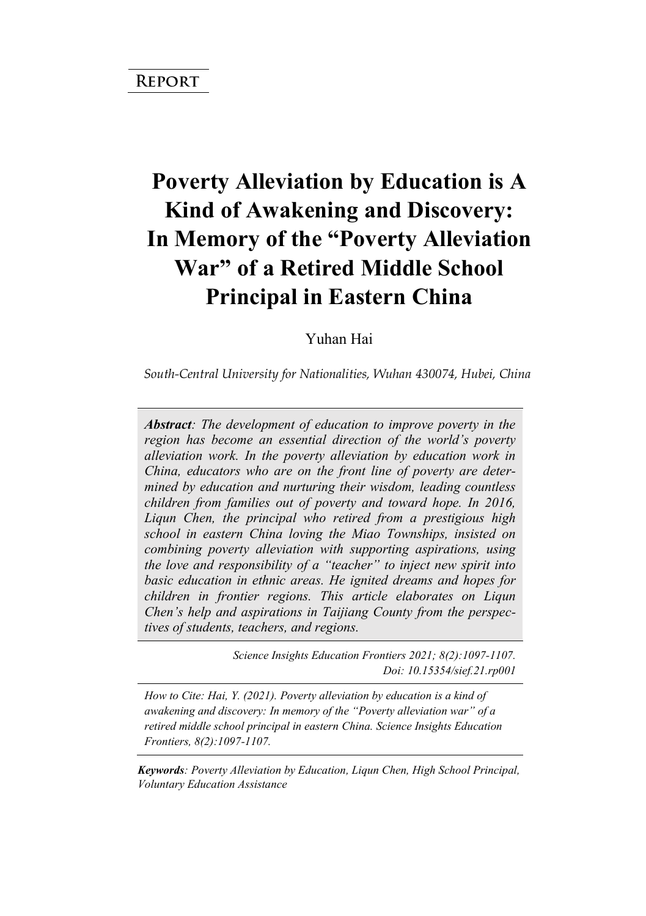**Report**

# Poverty Alleviation by Education is A Kind of Awakening and Discovery: In Memory of the "Poverty Alleviation War" of a Retired Middle School Principal in Eastern China

Yuhan Hai

*South-Central University for Nationalities, Wuhan 430074, Hubei, China*

***Abstract**: The development of education to improve poverty in the region has become an essential direction of the world's poverty alleviation work. In the poverty alleviation by education work in China, educators who are on the front line of poverty are determined by education and nurturing their wisdom, leading countless children from families out of poverty and toward hope. In 2016, Liqun Chen, the principal who retired from a prestigious high school in eastern China loving the Miao Townships, insisted on combining poverty alleviation with supporting aspirations, using the love and responsibility of a "teacher" to inject new spirit into basic education in ethnic areas. He ignited dreams and hopes for children in frontier regions. This article elaborates on Liqun Chen's help and aspirations in Taijiang County from the perspectives of students, teachers, and regions.*

*Science Insights Education Frontiers 2021; 8(2):1097-1107.*
*Doi: 10.15354/sief.21.rp001*

*How to Cite: Hai, Y. (2021). Poverty alleviation by education is a kind of awakening and discovery: In memory of the "Poverty alleviation war" of a retired middle school principal in eastern China. Science Insights Education Frontiers, 8(2):1097-1107.*

***Keywords**: Poverty Alleviation by Education, Liqun Chen, High School Principal, Voluntary Education Assistance*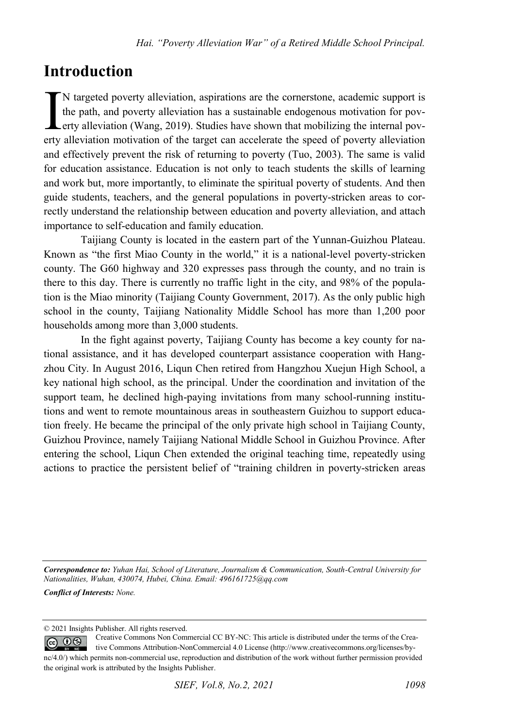# Introduction

IN targeted poverty alleviation, aspirations are the cornerstone, academic support is the path, and poverty alleviation has a sustainable endogenous motivation for poverty alleviation (Wang, 2019). Studies have shown that mobilizing the internal poverty alleviation motivation of the target can accelerate the speed of poverty alleviation and effectively prevent the risk of returning to poverty (Tuo, 2003). The same is valid for education assistance. Education is not only to teach students the skills of learning and work but, more importantly, to eliminate the spiritual poverty of students. And then guide students, teachers, and the general populations in poverty-stricken areas to correctly understand the relationship between education and poverty alleviation, and attach importance to self-education and family education.

Taijiang County is located in the eastern part of the Yunnan-Guizhou Plateau. Known as "the first Miao County in the world," it is a national-level poverty-stricken county. The G60 highway and 320 expresses pass through the county, and no train is there to this day. There is currently no traffic light in the city, and 98% of the population is the Miao minority (Taijiang County Government, 2017). As the only public high school in the county, Taijiang Nationality Middle School has more than 1,200 poor households among more than 3,000 students.

In the fight against poverty, Taijiang County has become a key county for national assistance, and it has developed counterpart assistance cooperation with Hangzhou City. In August 2016, Liqun Chen retired from Hangzhou Xuejun High School, a key national high school, as the principal. Under the coordination and invitation of the support team, he declined high-paying invitations from many school-running institutions and went to remote mountainous areas in southeastern Guizhou to support education freely. He became the principal of the only private high school in Taijiang County, Guizhou Province, namely Taijiang National Middle School in Guizhou Province. After entering the school, Liqun Chen extended the original teaching time, repeatedly using actions to practice the persistent belief of "training children in poverty-stricken areas

---

***Correspondence to:*** *Yuhan Hai, School of Literature, Journalism & Communication, South-Central University for Nationalities, Wuhan, 430074, Hubei, China. Email: 496161725@qq.com*

***Conflict of Interests:*** *None.*

© 2021 Insights Publisher. All rights reserved.

Creative Commons Non Commercial CC BY-NC: This article is distributed under the terms of the Creative Commons Attribution-NonCommercial 4.0 License (http://www.creativecommons.org/licenses/by-nc/4.0/) which permits non-commercial use, reproduction and distribution of the work without further permission provided the original work is attributed by the Insights Publisher.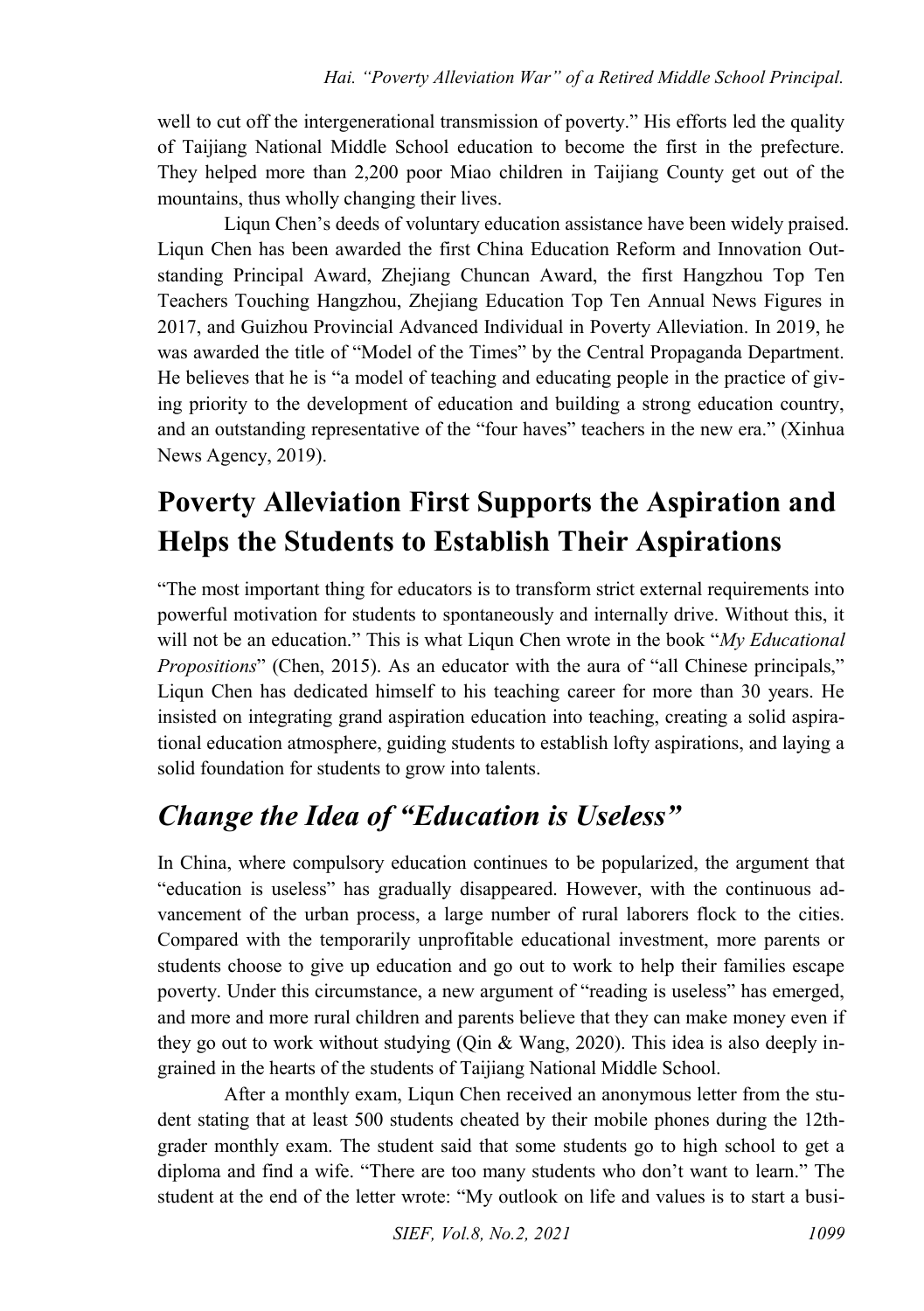well to cut off the intergenerational transmission of poverty." His efforts led the quality of Taijiang National Middle School education to become the first in the prefecture. They helped more than 2,200 poor Miao children in Taijiang County get out of the mountains, thus wholly changing their lives.

Liqun Chen's deeds of voluntary education assistance have been widely praised. Liqun Chen has been awarded the first China Education Reform and Innovation Outstanding Principal Award, Zhejiang Chuncan Award, the first Hangzhou Top Ten Teachers Touching Hangzhou, Zhejiang Education Top Ten Annual News Figures in 2017, and Guizhou Provincial Advanced Individual in Poverty Alleviation. In 2019, he was awarded the title of "Model of the Times" by the Central Propaganda Department. He believes that he is "a model of teaching and educating people in the practice of giving priority to the development of education and building a strong education country, and an outstanding representative of the "four haves" teachers in the new era." (Xinhua News Agency, 2019).

## Poverty Alleviation First Supports the Aspiration and Helps the Students to Establish Their Aspirations

"The most important thing for educators is to transform strict external requirements into powerful motivation for students to spontaneously and internally drive. Without this, it will not be an education." This is what Liqun Chen wrote in the book "*My Educational Propositions*" (Chen, 2015). As an educator with the aura of "all Chinese principals," Liqun Chen has dedicated himself to his teaching career for more than 30 years. He insisted on integrating grand aspiration education into teaching, creating a solid aspirational education atmosphere, guiding students to establish lofty aspirations, and laying a solid foundation for students to grow into talents.

### *Change the Idea of "Education is Useless"*

In China, where compulsory education continues to be popularized, the argument that "education is useless" has gradually disappeared. However, with the continuous advancement of the urban process, a large number of rural laborers flock to the cities. Compared with the temporarily unprofitable educational investment, more parents or students choose to give up education and go out to work to help their families escape poverty. Under this circumstance, a new argument of "reading is useless" has emerged, and more and more rural children and parents believe that they can make money even if they go out to work without studying (Qin & Wang, 2020). This idea is also deeply ingrained in the hearts of the students of Taijiang National Middle School.

After a monthly exam, Liqun Chen received an anonymous letter from the student stating that at least 500 students cheated by their mobile phones during the 12th-grader monthly exam. The student said that some students go to high school to get a diploma and find a wife. "There are too many students who don't want to learn." The student at the end of the letter wrote: "My outlook on life and values is to start a busi-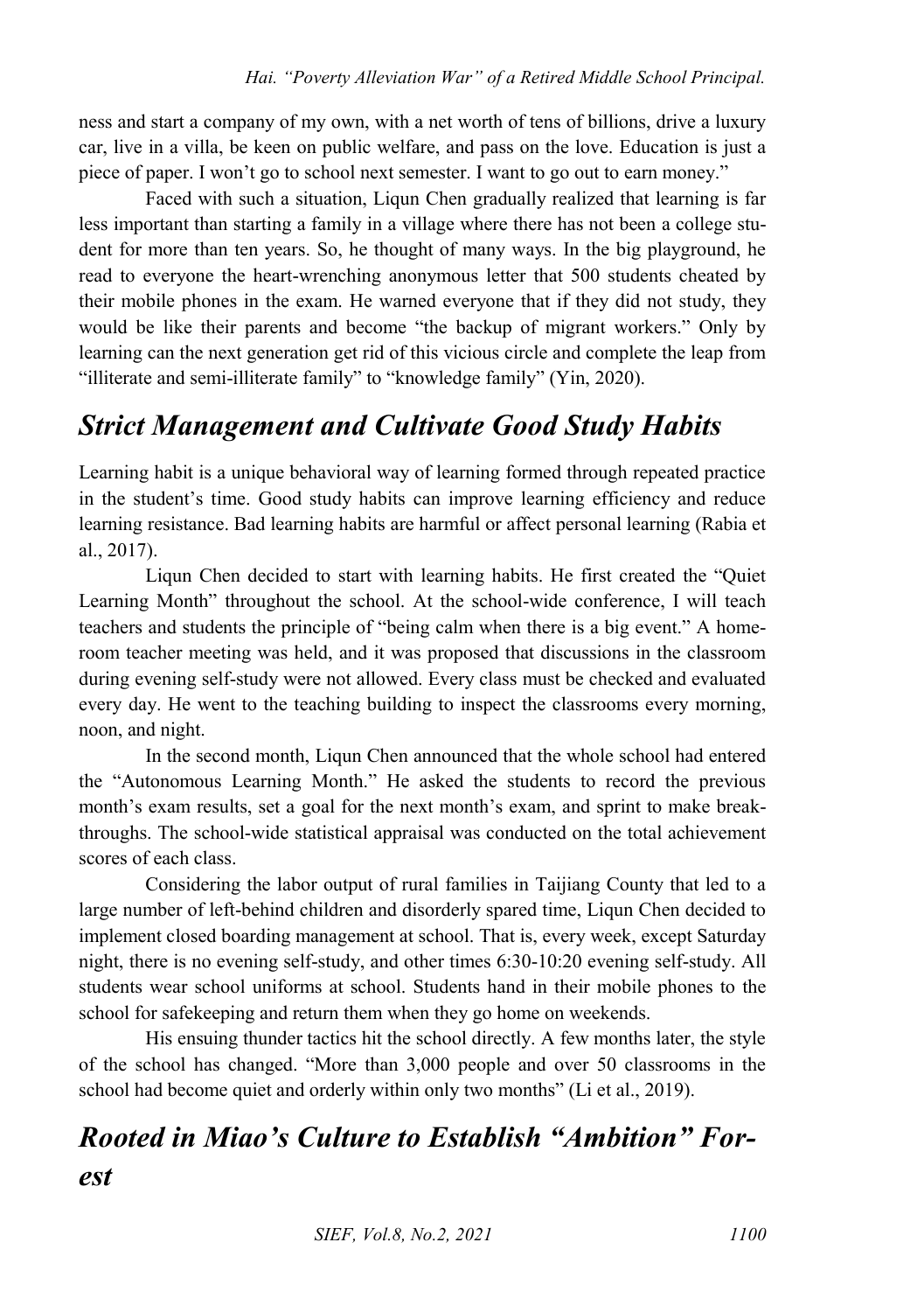ness and start a company of my own, with a net worth of tens of billions, drive a luxury car, live in a villa, be keen on public welfare, and pass on the love. Education is just a piece of paper. I won't go to school next semester. I want to go out to earn money."

Faced with such a situation, Liqun Chen gradually realized that learning is far less important than starting a family in a village where there has not been a college student for more than ten years. So, he thought of many ways. In the big playground, he read to everyone the heart-wrenching anonymous letter that 500 students cheated by their mobile phones in the exam. He warned everyone that if they did not study, they would be like their parents and become "the backup of migrant workers." Only by learning can the next generation get rid of this vicious circle and complete the leap from "illiterate and semi-illiterate family" to "knowledge family" (Yin, 2020).

## *Strict Management and Cultivate Good Study Habits*

Learning habit is a unique behavioral way of learning formed through repeated practice in the student's time. Good study habits can improve learning efficiency and reduce learning resistance. Bad learning habits are harmful or affect personal learning (Rabia et al., 2017).

Liqun Chen decided to start with learning habits. He first created the "Quiet Learning Month" throughout the school. At the school-wide conference, I will teach teachers and students the principle of "being calm when there is a big event." A homeroom teacher meeting was held, and it was proposed that discussions in the classroom during evening self-study were not allowed. Every class must be checked and evaluated every day. He went to the teaching building to inspect the classrooms every morning, noon, and night.

In the second month, Liqun Chen announced that the whole school had entered the "Autonomous Learning Month." He asked the students to record the previous month's exam results, set a goal for the next month's exam, and sprint to make breakthroughs. The school-wide statistical appraisal was conducted on the total achievement scores of each class.

Considering the labor output of rural families in Taijiang County that led to a large number of left-behind children and disorderly spared time, Liqun Chen decided to implement closed boarding management at school. That is, every week, except Saturday night, there is no evening self-study, and other times 6:30-10:20 evening self-study. All students wear school uniforms at school. Students hand in their mobile phones to the school for safekeeping and return them when they go home on weekends.

His ensuing thunder tactics hit the school directly. A few months later, the style of the school has changed. "More than 3,000 people and over 50 classrooms in the school had become quiet and orderly within only two months" (Li et al., 2019).

## *Rooted in Miao's Culture to Establish "Ambition" Forest*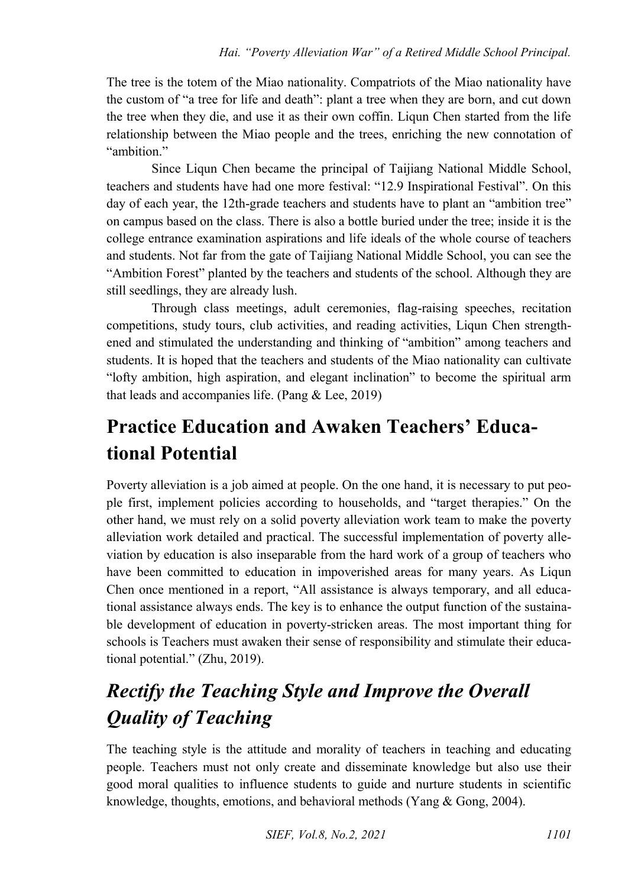The tree is the totem of the Miao nationality. Compatriots of the Miao nationality have the custom of "a tree for life and death": plant a tree when they are born, and cut down the tree when they die, and use it as their own coffin. Liqun Chen started from the life relationship between the Miao people and the trees, enriching the new connotation of "ambition."

Since Liqun Chen became the principal of Taijiang National Middle School, teachers and students have had one more festival: "12.9 Inspirational Festival". On this day of each year, the 12th-grade teachers and students have to plant an "ambition tree" on campus based on the class. There is also a bottle buried under the tree; inside it is the college entrance examination aspirations and life ideals of the whole course of teachers and students. Not far from the gate of Taijiang National Middle School, you can see the "Ambition Forest" planted by the teachers and students of the school. Although they are still seedlings, they are already lush.

Through class meetings, adult ceremonies, flag-raising speeches, recitation competitions, study tours, club activities, and reading activities, Liqun Chen strengthened and stimulated the understanding and thinking of "ambition" among teachers and students. It is hoped that the teachers and students of the Miao nationality can cultivate "lofty ambition, high aspiration, and elegant inclination" to become the spiritual arm that leads and accompanies life. (Pang & Lee, 2019)

## Practice Education and Awaken Teachers' Educational Potential

Poverty alleviation is a job aimed at people. On the one hand, it is necessary to put people first, implement policies according to households, and "target therapies." On the other hand, we must rely on a solid poverty alleviation work team to make the poverty alleviation work detailed and practical. The successful implementation of poverty alleviation by education is also inseparable from the hard work of a group of teachers who have been committed to education in impoverished areas for many years. As Liqun Chen once mentioned in a report, "All assistance is always temporary, and all educational assistance always ends. The key is to enhance the output function of the sustainable development of education in poverty-stricken areas. The most important thing for schools is Teachers must awaken their sense of responsibility and stimulate their educational potential." (Zhu, 2019).

### *Rectify the Teaching Style and Improve the Overall Quality of Teaching*

The teaching style is the attitude and morality of teachers in teaching and educating people. Teachers must not only create and disseminate knowledge but also use their good moral qualities to influence students to guide and nurture students in scientific knowledge, thoughts, emotions, and behavioral methods (Yang & Gong, 2004).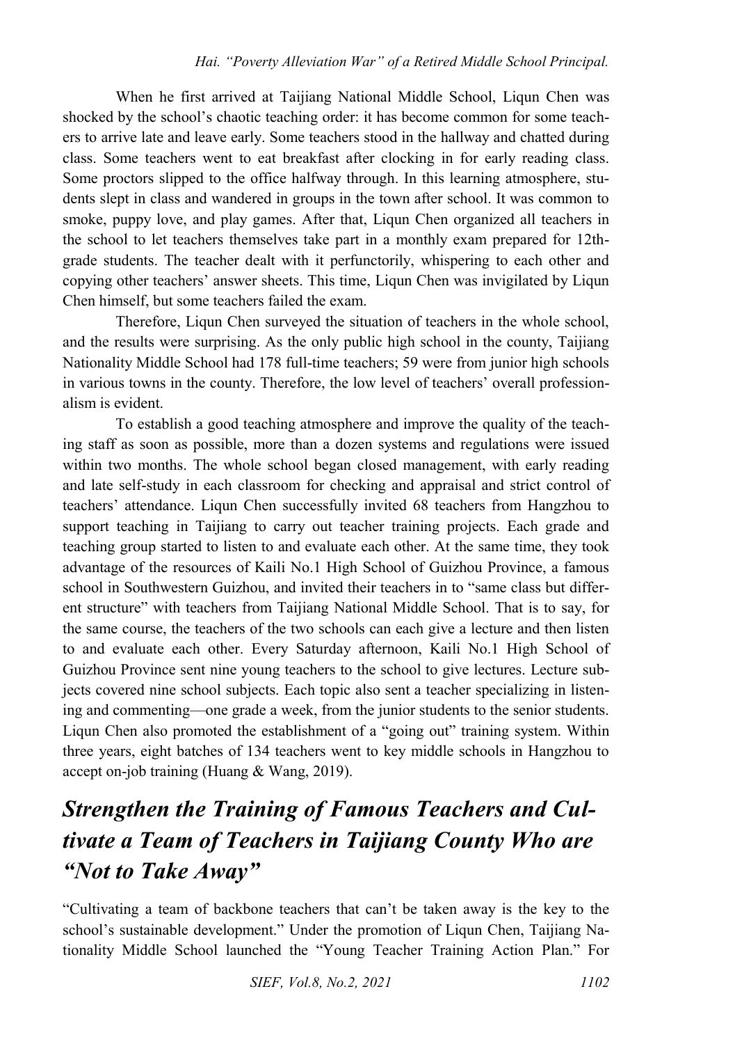When he first arrived at Taijiang National Middle School, Liqun Chen was shocked by the school's chaotic teaching order: it has become common for some teachers to arrive late and leave early. Some teachers stood in the hallway and chatted during class. Some teachers went to eat breakfast after clocking in for early reading class. Some proctors slipped to the office halfway through. In this learning atmosphere, students slept in class and wandered in groups in the town after school. It was common to smoke, puppy love, and play games. After that, Liqun Chen organized all teachers in the school to let teachers themselves take part in a monthly exam prepared for 12th-grade students. The teacher dealt with it perfunctorily, whispering to each other and copying other teachers' answer sheets. This time, Liqun Chen was invigilated by Liqun Chen himself, but some teachers failed the exam.

Therefore, Liqun Chen surveyed the situation of teachers in the whole school, and the results were surprising. As the only public high school in the county, Taijiang Nationality Middle School had 178 full-time teachers; 59 were from junior high schools in various towns in the county. Therefore, the low level of teachers' overall professionalism is evident.

To establish a good teaching atmosphere and improve the quality of the teaching staff as soon as possible, more than a dozen systems and regulations were issued within two months. The whole school began closed management, with early reading and late self-study in each classroom for checking and appraisal and strict control of teachers' attendance. Liqun Chen successfully invited 68 teachers from Hangzhou to support teaching in Taijiang to carry out teacher training projects. Each grade and teaching group started to listen to and evaluate each other. At the same time, they took advantage of the resources of Kaili No.1 High School of Guizhou Province, a famous school in Southwestern Guizhou, and invited their teachers in to "same class but different structure" with teachers from Taijiang National Middle School. That is to say, for the same course, the teachers of the two schools can each give a lecture and then listen to and evaluate each other. Every Saturday afternoon, Kaili No.1 High School of Guizhou Province sent nine young teachers to the school to give lectures. Lecture subjects covered nine school subjects. Each topic also sent a teacher specializing in listening and commenting—one grade a week, from the junior students to the senior students. Liqun Chen also promoted the establishment of a "going out" training system. Within three years, eight batches of 134 teachers went to key middle schools in Hangzhou to accept on-job training (Huang & Wang, 2019).

## *Strengthen the Training of Famous Teachers and Cultivate a Team of Teachers in Taijiang County Who are "Not to Take Away"*

"Cultivating a team of backbone teachers that can't be taken away is the key to the school's sustainable development." Under the promotion of Liqun Chen, Taijiang Nationality Middle School launched the "Young Teacher Training Action Plan." For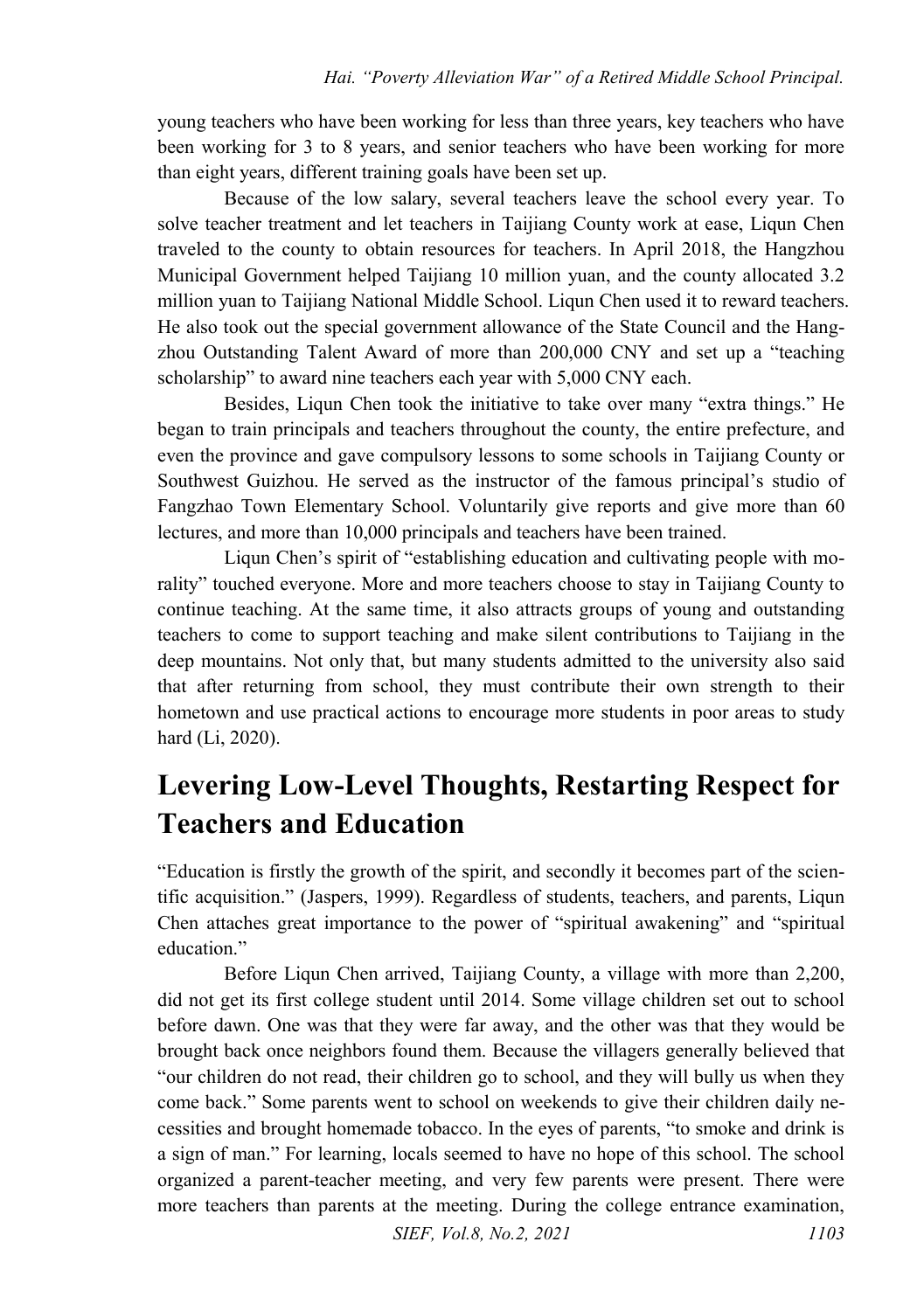young teachers who have been working for less than three years, key teachers who have been working for 3 to 8 years, and senior teachers who have been working for more than eight years, different training goals have been set up.

Because of the low salary, several teachers leave the school every year. To solve teacher treatment and let teachers in Taijiang County work at ease, Liqun Chen traveled to the county to obtain resources for teachers. In April 2018, the Hangzhou Municipal Government helped Taijiang 10 million yuan, and the county allocated 3.2 million yuan to Taijiang National Middle School. Liqun Chen used it to reward teachers. He also took out the special government allowance of the State Council and the Hangzhou Outstanding Talent Award of more than 200,000 CNY and set up a "teaching scholarship" to award nine teachers each year with 5,000 CNY each.

Besides, Liqun Chen took the initiative to take over many "extra things." He began to train principals and teachers throughout the county, the entire prefecture, and even the province and gave compulsory lessons to some schools in Taijiang County or Southwest Guizhou. He served as the instructor of the famous principal's studio of Fangzhao Town Elementary School. Voluntarily give reports and give more than 60 lectures, and more than 10,000 principals and teachers have been trained.

Liqun Chen's spirit of "establishing education and cultivating people with morality" touched everyone. More and more teachers choose to stay in Taijiang County to continue teaching. At the same time, it also attracts groups of young and outstanding teachers to come to support teaching and make silent contributions to Taijiang in the deep mountains. Not only that, but many students admitted to the university also said that after returning from school, they must contribute their own strength to their hometown and use practical actions to encourage more students in poor areas to study hard (Li, 2020).

## Levering Low-Level Thoughts, Restarting Respect for Teachers and Education

"Education is firstly the growth of the spirit, and secondly it becomes part of the scientific acquisition." (Jaspers, 1999). Regardless of students, teachers, and parents, Liqun Chen attaches great importance to the power of "spiritual awakening" and "spiritual education."

Before Liqun Chen arrived, Taijiang County, a village with more than 2,200, did not get its first college student until 2014. Some village children set out to school before dawn. One was that they were far away, and the other was that they would be brought back once neighbors found them. Because the villagers generally believed that "our children do not read, their children go to school, and they will bully us when they come back." Some parents went to school on weekends to give their children daily necessities and brought homemade tobacco. In the eyes of parents, "to smoke and drink is a sign of man." For learning, locals seemed to have no hope of this school. The school organized a parent-teacher meeting, and very few parents were present. There were more teachers than parents at the meeting. During the college entrance examination,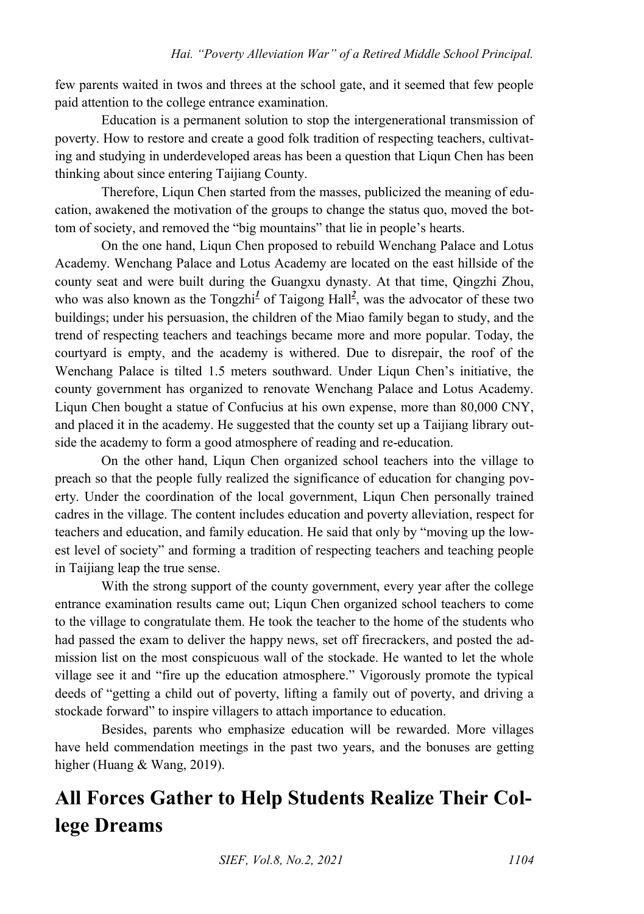few parents waited in twos and threes at the school gate, and it seemed that few people paid attention to the college entrance examination.

Education is a permanent solution to stop the intergenerational transmission of poverty. How to restore and create a good folk tradition of respecting teachers, cultivating and studying in underdeveloped areas has been a question that Liqun Chen has been thinking about since entering Taijiang County.

Therefore, Liqun Chen started from the masses, publicized the meaning of education, awakened the motivation of the groups to change the status quo, moved the bottom of society, and removed the "big mountains" that lie in people's hearts.

On the one hand, Liqun Chen proposed to rebuild Wenchang Palace and Lotus Academy. Wenchang Palace and Lotus Academy are located on the east hillside of the county seat and were built during the Guangxu dynasty. At that time, Qingzhi Zhou, who was also known as the Tongzhi[1] of Taigong Hall[2], was the advocator of these two buildings; under his persuasion, the children of the Miao family began to study, and the trend of respecting teachers and teachings became more and more popular. Today, the courtyard is empty, and the academy is withered. Due to disrepair, the roof of the Wenchang Palace is tilted 1.5 meters southward. Under Liqun Chen's initiative, the county government has organized to renovate Wenchang Palace and Lotus Academy. Liqun Chen bought a statue of Confucius at his own expense, more than 80,000 CNY, and placed it in the academy. He suggested that the county set up a Taijiang library outside the academy to form a good atmosphere of reading and re-education.

On the other hand, Liqun Chen organized school teachers into the village to preach so that the people fully realized the significance of education for changing poverty. Under the coordination of the local government, Liqun Chen personally trained cadres in the village. The content includes education and poverty alleviation, respect for teachers and education, and family education. He said that only by "moving up the lowest level of society" and forming a tradition of respecting teachers and teaching people in Taijiang leap the true sense.

With the strong support of the county government, every year after the college entrance examination results came out; Liqun Chen organized school teachers to come to the village to congratulate them. He took the teacher to the home of the students who had passed the exam to deliver the happy news, set off firecrackers, and posted the admission list on the most conspicuous wall of the stockade. He wanted to let the whole village see it and "fire up the education atmosphere." Vigorously promote the typical deeds of "getting a child out of poverty, lifting a family out of poverty, and driving a stockade forward" to inspire villagers to attach importance to education.

Besides, parents who emphasize education will be rewarded. More villages have held commendation meetings in the past two years, and the bonuses are getting higher (Huang & Wang, 2019).

# All Forces Gather to Help Students Realize Their College Dreams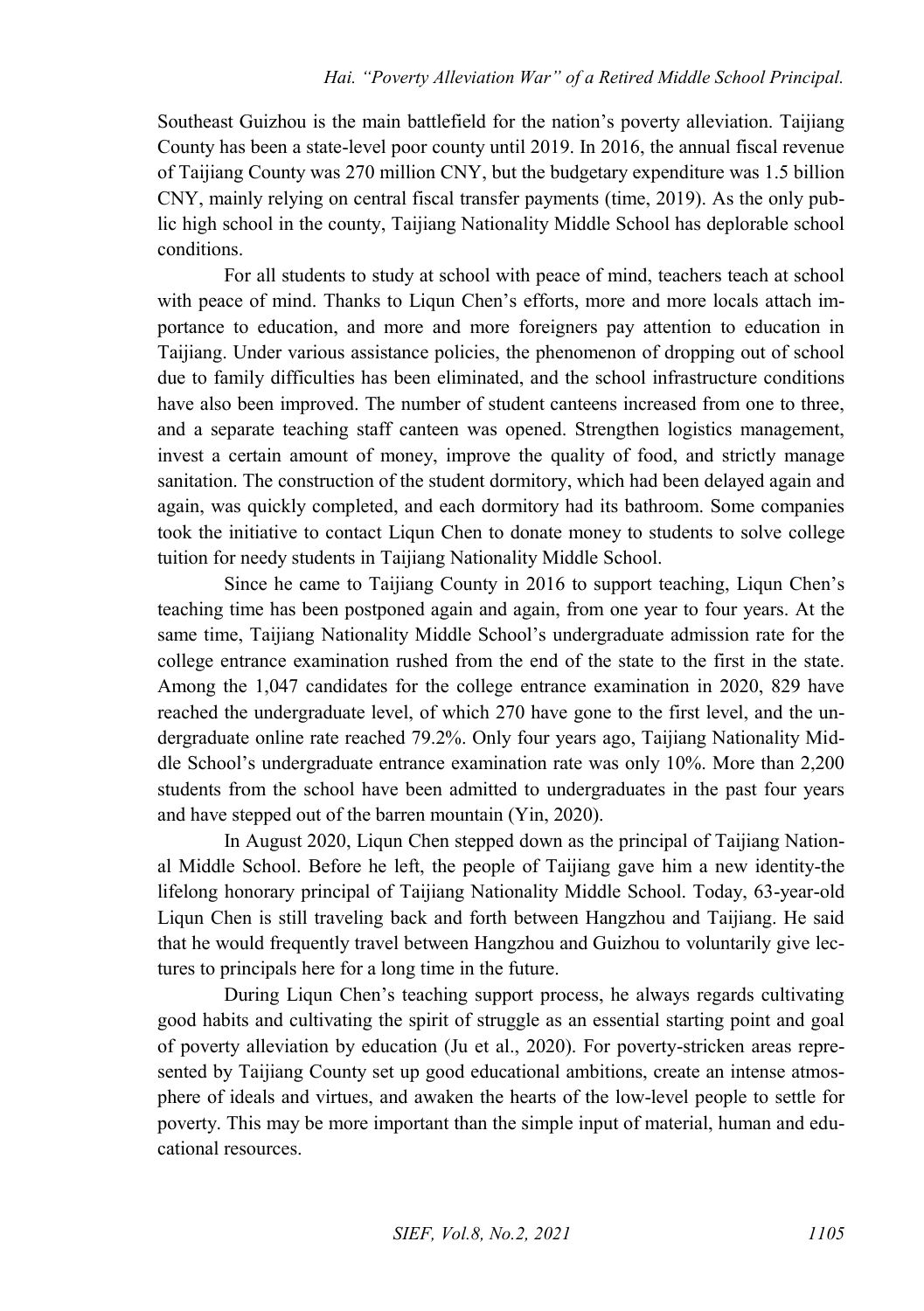Southeast Guizhou is the main battlefield for the nation's poverty alleviation. Taijiang County has been a state-level poor county until 2019. In 2016, the annual fiscal revenue of Taijiang County was 270 million CNY, but the budgetary expenditure was 1.5 billion CNY, mainly relying on central fiscal transfer payments (time, 2019). As the only public high school in the county, Taijiang Nationality Middle School has deplorable school conditions.

For all students to study at school with peace of mind, teachers teach at school with peace of mind. Thanks to Liqun Chen's efforts, more and more locals attach importance to education, and more and more foreigners pay attention to education in Taijiang. Under various assistance policies, the phenomenon of dropping out of school due to family difficulties has been eliminated, and the school infrastructure conditions have also been improved. The number of student canteens increased from one to three, and a separate teaching staff canteen was opened. Strengthen logistics management, invest a certain amount of money, improve the quality of food, and strictly manage sanitation. The construction of the student dormitory, which had been delayed again and again, was quickly completed, and each dormitory had its bathroom. Some companies took the initiative to contact Liqun Chen to donate money to students to solve college tuition for needy students in Taijiang Nationality Middle School.

Since he came to Taijiang County in 2016 to support teaching, Liqun Chen's teaching time has been postponed again and again, from one year to four years. At the same time, Taijiang Nationality Middle School's undergraduate admission rate for the college entrance examination rushed from the end of the state to the first in the state. Among the 1,047 candidates for the college entrance examination in 2020, 829 have reached the undergraduate level, of which 270 have gone to the first level, and the undergraduate online rate reached 79.2%. Only four years ago, Taijiang Nationality Middle School's undergraduate entrance examination rate was only 10%. More than 2,200 students from the school have been admitted to undergraduates in the past four years and have stepped out of the barren mountain (Yin, 2020).

In August 2020, Liqun Chen stepped down as the principal of Taijiang National Middle School. Before he left, the people of Taijiang gave him a new identity-the lifelong honorary principal of Taijiang Nationality Middle School. Today, 63-year-old Liqun Chen is still traveling back and forth between Hangzhou and Taijiang. He said that he would frequently travel between Hangzhou and Guizhou to voluntarily give lectures to principals here for a long time in the future.

During Liqun Chen's teaching support process, he always regards cultivating good habits and cultivating the spirit of struggle as an essential starting point and goal of poverty alleviation by education (Ju et al., 2020). For poverty-stricken areas represented by Taijiang County set up good educational ambitions, create an intense atmosphere of ideals and virtues, and awaken the hearts of the low-level people to settle for poverty. This may be more important than the simple input of material, human and educational resources.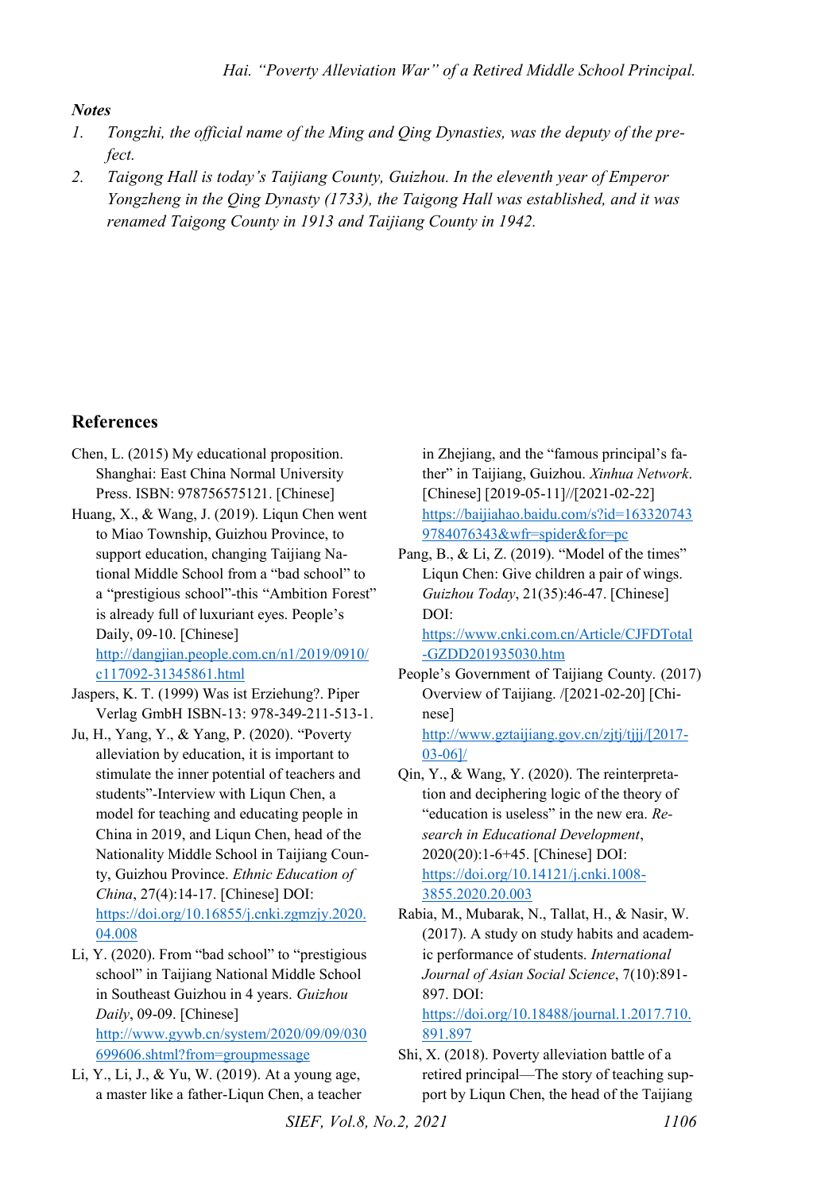### *Notes*

1. *Tongzhi, the official name of the Ming and Qing Dynasties, was the deputy of the prefect.*
2. *Taigong Hall is today's Taijiang County, Guizhou. In the eleventh year of Emperor Yongzheng in the Qing Dynasty (1733), the Taigong Hall was established, and it was renamed Taigong County in 1913 and Taijiang County in 1942.*

## References

Chen, L. (2015) My educational proposition. Shanghai: East China Normal University Press. ISBN: 978756575121. [Chinese]

Huang, X., & Wang, J. (2019). Liqun Chen went to Miao Township, Guizhou Province, to support education, changing Taijiang National Middle School from a "bad school" to a "prestigious school"-this "Ambition Forest" is already full of luxuriant eyes. People's Daily, 09-10. [Chinese] http://dangjian.people.com.cn/n1/2019/0910/c117092-31345861.html

Jaspers, K. T. (1999) Was ist Erziehung?. Piper Verlag GmbH ISBN-13: 978-349-211-513-1.

Ju, H., Yang, Y., & Yang, P. (2020). "Poverty alleviation by education, it is important to stimulate the inner potential of teachers and students"-Interview with Liqun Chen, a model for teaching and educating people in China in 2019, and Liqun Chen, head of the Nationality Middle School in Taijiang County, Guizhou Province. *Ethnic Education of China*, 27(4):14-17. [Chinese] DOI: https://doi.org/10.16855/j.cnki.zgmzjy.2020.04.008

Li, Y. (2020). From "bad school" to "prestigious school" in Taijiang National Middle School in Southeast Guizhou in 4 years. *Guizhou Daily*, 09-09. [Chinese] http://www.gywb.cn/system/2020/09/09/030699606.shtml?from=groupmessage

Li, Y., Li, J., & Yu, W. (2019). At a young age, a master like a father-Liqun Chen, a teacher in Zhejiang, and the "famous principal's father" in Taijiang, Guizhou. *Xinhua Network*. [Chinese] [2019-05-11]//[2021-02-22] https://baijiahao.baidu.com/s?id=1633207439784076343&wfr=spider&for=pc

Pang, B., & Li, Z. (2019). "Model of the times" Liqun Chen: Give children a pair of wings. *Guizhou Today*, 21(35):46-47. [Chinese] DOI: https://www.cnki.com.cn/Article/CJFDTotal-GZDD201935030.htm

People's Government of Taijiang County. (2017) Overview of Taijiang. /[2021-02-20] [Chinese] http://www.gztaijiang.gov.cn/zjtj/tjjj/[2017-03-06]/

Qin, Y., & Wang, Y. (2020). The reinterpretation and deciphering logic of the theory of "education is useless" in the new era. *Research in Educational Development*, 2020(20):1-6+45. [Chinese] DOI: https://doi.org/10.14121/j.cnki.1008-3855.2020.20.003

Rabia, M., Mubarak, N., Tallat, H., & Nasir, W. (2017). A study on study habits and academic performance of students. *International Journal of Asian Social Science*, 7(10):891-897. DOI: https://doi.org/10.18488/journal.1.2017.710.891.897

Shi, X. (2018). Poverty alleviation battle of a retired principal—The story of teaching support by Liqun Chen, the head of the Taijiang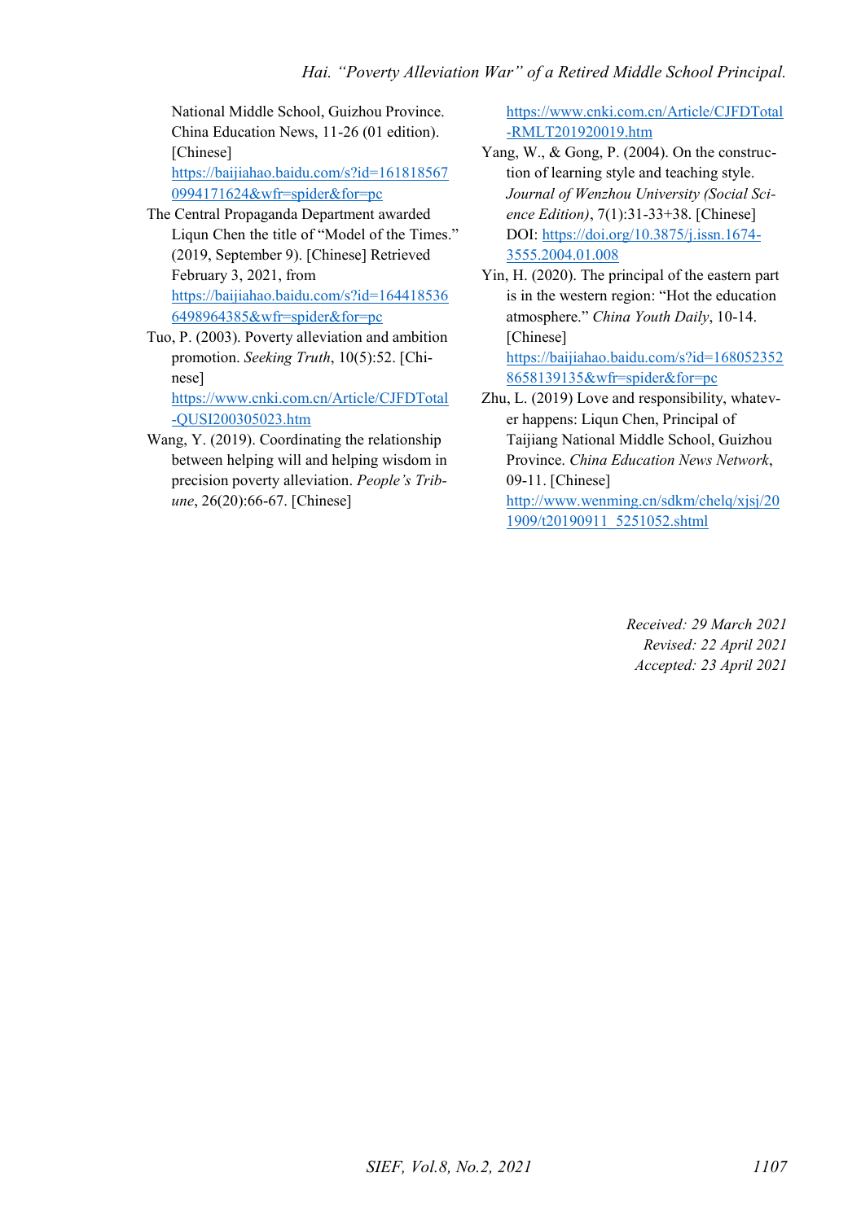National Middle School, Guizhou Province. China Education News, 11-26 (01 edition). [Chinese] https://baijiahao.baidu.com/s?id=1618185670994171624&wfr=spider&for=pc

The Central Propaganda Department awarded Liqun Chen the title of "Model of the Times." (2019, September 9). [Chinese] Retrieved February 3, 2021, from https://baijiahao.baidu.com/s?id=1644185366498964385&wfr=spider&for=pc

Tuo, P. (2003). Poverty alleviation and ambition promotion. *Seeking Truth*, 10(5):52. [Chinese] https://www.cnki.com.cn/Article/CJFDTotal-QUSI200305023.htm

Wang, Y. (2019). Coordinating the relationship between helping will and helping wisdom in precision poverty alleviation. *People's Tribune*, 26(20):66-67. [Chinese] https://www.cnki.com.cn/Article/CJFDTotal-RMLT201920019.htm

Yang, W., & Gong, P. (2004). On the construction of learning style and teaching style. *Journal of Wenzhou University (Social Science Edition)*, 7(1):31-33+38. [Chinese] DOI: https://doi.org/10.3875/j.issn.1674-3555.2004.01.008

Yin, H. (2020). The principal of the eastern part is in the western region: "Hot the education atmosphere." *China Youth Daily*, 10-14. [Chinese] https://baijiahao.baidu.com/s?id=1680523528658139135&wfr=spider&for=pc

Zhu, L. (2019) Love and responsibility, whatever happens: Liqun Chen, Principal of Taijiang National Middle School, Guizhou Province. *China Education News Network*, 09-11. [Chinese] http://www.wenming.cn/sdkm/chelq/xjsj/201909/t20190911_5251052.shtml

*Received: 29 March 2021*
*Revised: 22 April 2021*
*Accepted: 23 April 2021*